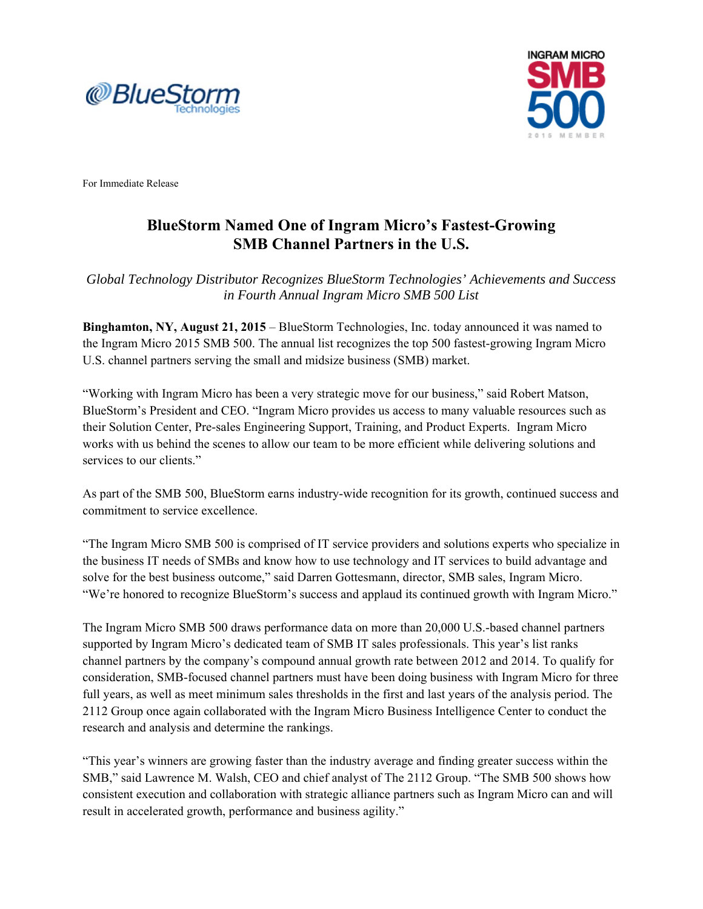For Immediate Release

# BlueStorm Named One of Ingram Micro's Fastest-Growing SMB Channel Partners in the U.S.

*Global Technology Distributor Recognizes BlueStorm Technologies' Achievements and Success in Fourth Annual Ingram Micro SMB 500 List*

**Binghamton, NY, August 21, 2015** – BlueStorm Technologies, Inc. today announced it was named to the Ingram Micro 2015 SMB 500. The annual list recognizes the top 500 fastest-growing Ingram Micro U.S. channel partners serving the small and midsize business (SMB) market.

"Working with Ingram Micro has been a very strategic move for our business," said Robert Matson, BlueStorm's President and CEO. "Ingram Micro provides us access to many valuable resources such as their Solution Center, Pre-sales Engineering Support, Training, and Product Experts. Ingram Micro works with us behind the scenes to allow our team to be more efficient while delivering solutions and services to our clients."

As part of the SMB 500, BlueStorm earns industry-wide recognition for its growth, continued success and commitment to service excellence.

"The Ingram Micro SMB 500 is comprised of IT service providers and solutions experts who specialize in the business IT needs of SMBs and know how to use technology and IT services to build advantage and solve for the best business outcome," said Darren Gottesmann, director, SMB sales, Ingram Micro. "We're honored to recognize BlueStorm's success and applaud its continued growth with Ingram Micro."

The Ingram Micro SMB 500 draws performance data on more than 20,000 U.S.-based channel partners supported by Ingram Micro's dedicated team of SMB IT sales professionals. This year's list ranks channel partners by the company's compound annual growth rate between 2012 and 2014. To qualify for consideration, SMB-focused channel partners must have been doing business with Ingram Micro for three full years, as well as meet minimum sales thresholds in the first and last years of the analysis period. The 2112 Group once again collaborated with the Ingram Micro Business Intelligence Center to conduct the research and analysis and determine the rankings.

"This year's winners are growing faster than the industry average and finding greater success within the SMB," said Lawrence M. Walsh, CEO and chief analyst of The 2112 Group. "The SMB 500 shows how consistent execution and collaboration with strategic alliance partners such as Ingram Micro can and will result in accelerated growth, performance and business agility."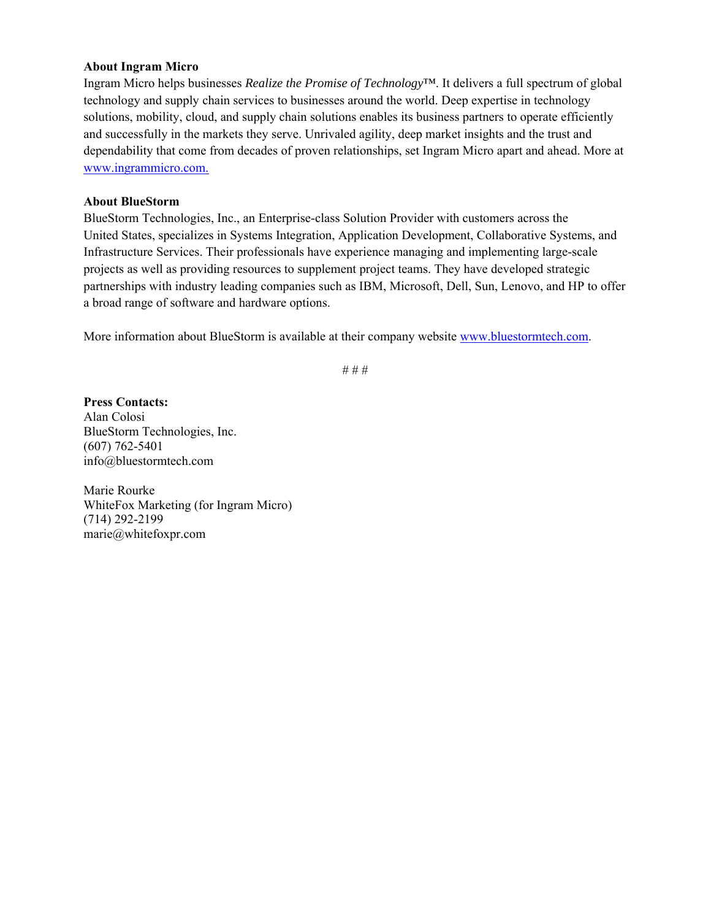**About Ingram Micro**

Ingram Micro helps businesses *Realize the Promise of Technology*™. It delivers a full spectrum of global technology and supply chain services to businesses around the world. Deep expertise in technology solutions, mobility, cloud, and supply chain solutions enables its business partners to operate efficiently and successfully in the markets they serve. Unrivaled agility, deep market insights and the trust and dependability that come from decades of proven relationships, set Ingram Micro apart and ahead. More at www.ingrammicro.com.

**About BlueStorm**

BlueStorm Technologies, Inc., an Enterprise-class Solution Provider with customers across the United States, specializes in Systems Integration, Application Development, Collaborative Systems, and Infrastructure Services. Their professionals have experience managing and implementing large-scale projects as well as providing resources to supplement project teams. They have developed strategic partnerships with industry leading companies such as IBM, Microsoft, Dell, Sun, Lenovo, and HP to offer a broad range of software and hardware options.

More information about BlueStorm is available at their company website www.bluestormtech.com.

# # #

**Press Contacts:**

Alan Colosi
BlueStorm Technologies, Inc.
(607) 762-5401
info@bluestormtech.com

Marie Rourke
WhiteFox Marketing (for Ingram Micro)
(714) 292-2199
marie@whitefoxpr.com